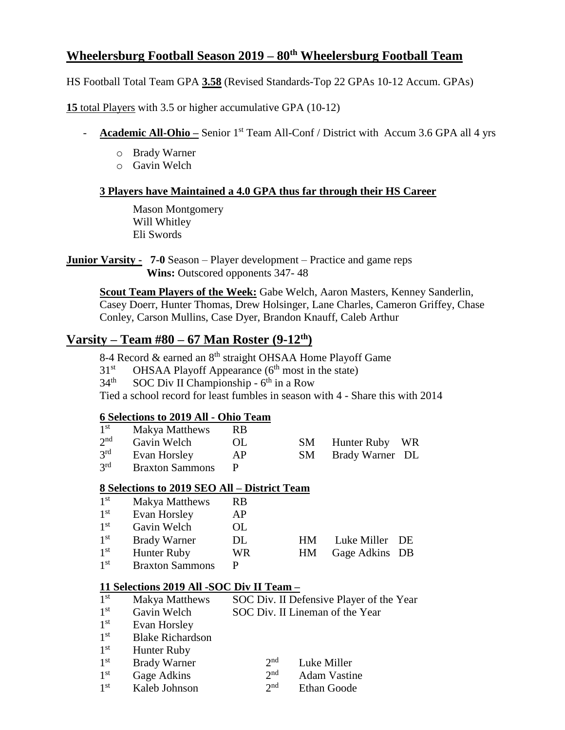## **Wheelersburg Football Season 2019 – 80th Wheelersburg Football Team**

HS Football Total Team GPA **3.58** (Revised Standards-Top 22 GPAs 10-12 Accum. GPAs)

**15** total Players with 3.5 or higher accumulative GPA (10-12)

- **Academic All-Ohio –** Senior 1st Team All-Conf / District with Accum 3.6 GPA all 4 yrs
  - Brady Warner
  - Gavin Welch

**3 Players have Maintained a 4.0 GPA thus far through their HS Career**

Mason Montgomery
Will Whitley
Eli Swords

**Junior Varsity - 7-0** Season – Player development – Practice and game reps
**Wins:** Outscored opponents 347- 48

**Scout Team Players of the Week:** Gabe Welch, Aaron Masters, Kenney Sanderlin, Casey Doerr, Hunter Thomas, Drew Holsinger, Lane Charles, Cameron Griffey, Chase Conley, Carson Mullins, Case Dyer, Brandon Knauff, Caleb Arthur

## **Varsity – Team #80 – 67 Man Roster (9-12th)**

8-4 Record & earned an 8th straight OHSAA Home Playoff Game
31st OHSAA Playoff Appearance (6th most in the state)
34th SOC Div II Championship - 6th in a Row
Tied a school record for least fumbles in season with 4 - Share this with 2014

**6 Selections to 2019 All - Ohio Team**

| | | | | | |
|---|---|---|---|---|---|
| 1st | Makya Matthews | RB | | | |
| 2nd | Gavin Welch | OL | SM | Hunter Ruby | WR |
| 3rd | Evan Horsley | AP | SM | Brady Warner | DL |
| 3rd | Braxton Sammons | P | | | |

**8 Selections to 2019 SEO All – District Team**

| | | | | | |
|---|---|---|---|---|---|
| 1st | Makya Matthews | RB | | | |
| 1st | Evan Horsley | AP | | | |
| 1st | Gavin Welch | OL | | | |
| 1st | Brady Warner | DL | HM | Luke Miller | DE |
| 1st | Hunter Ruby | WR | HM | Gage Adkins | DB |
| 1st | Braxton Sammons | P | | | |

**11 Selections 2019 All -SOC Div II Team –**

| | | | |
|---|---|---|---|
| 1st | Makya Matthews | SOC Div. II Defensive Player of the Year | |
| 1st | Gavin Welch | SOC Div. II Lineman of the Year | |
| 1st | Evan Horsley | | |
| 1st | Blake Richardson | | |
| 1st | Hunter Ruby | | |
| 1st | Brady Warner | 2nd | Luke Miller |
| 1st | Gage Adkins | 2nd | Adam Vastine |
| 1st | Kaleb Johnson | 2nd | Ethan Goode |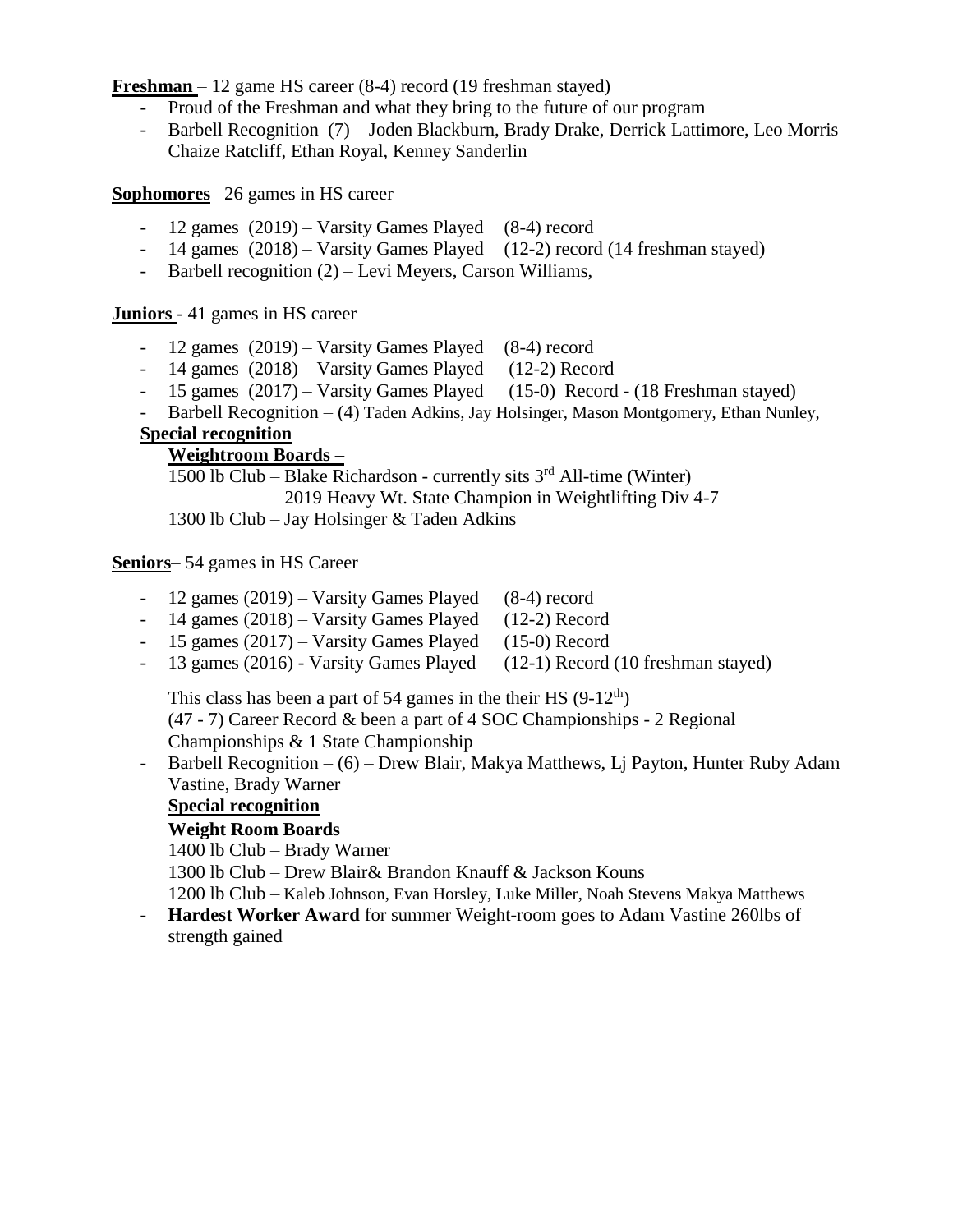**Freshman** – 12 game HS career (8-4) record (19 freshman stayed)

- Proud of the Freshman and what they bring to the future of our program
- Barbell Recognition (7) – Joden Blackburn, Brady Drake, Derrick Lattimore, Leo Morris Chaize Ratcliff, Ethan Royal, Kenney Sanderlin

**Sophomores**– 26 games in HS career

- 12 games (2019) – Varsity Games Played (8-4) record
- 14 games (2018) – Varsity Games Played (12-2) record (14 freshman stayed)
- Barbell recognition (2) – Levi Meyers, Carson Williams,

**Juniors** - 41 games in HS career

- 12 games (2019) – Varsity Games Played (8-4) record
- 14 games (2018) – Varsity Games Played (12-2) Record
- 15 games (2017) – Varsity Games Played (15-0) Record - (18 Freshman stayed)
- Barbell Recognition – (4) Taden Adkins, Jay Holsinger, Mason Montgomery, Ethan Nunley,

**Special recognition**

**Weightroom Boards –**

1500 lb Club – Blake Richardson - currently sits 3rd All-time (Winter)
2019 Heavy Wt. State Champion in Weightlifting Div 4-7

1300 lb Club – Jay Holsinger & Taden Adkins

**Seniors**– 54 games in HS Career

- 12 games (2019) – Varsity Games Played (8-4) record
- 14 games (2018) – Varsity Games Played (12-2) Record
- 15 games (2017) – Varsity Games Played (15-0) Record
- 13 games (2016) - Varsity Games Played (12-1) Record (10 freshman stayed)

This class has been a part of 54 games in the their HS (9-12th)
(47 - 7) Career Record & been a part of 4 SOC Championships - 2 Regional Championships & 1 State Championship

- Barbell Recognition – (6) – Drew Blair, Makya Matthews, Lj Payton, Hunter Ruby Adam Vastine, Brady Warner

**Special recognition**

**Weight Room Boards**

1400 lb Club – Brady Warner
1300 lb Club – Drew Blair& Brandon Knauff & Jackson Kouns
1200 lb Club – Kaleb Johnson, Evan Horsley, Luke Miller, Noah Stevens Makya Matthews

- **Hardest Worker Award** for summer Weight-room goes to Adam Vastine 260lbs of strength gained